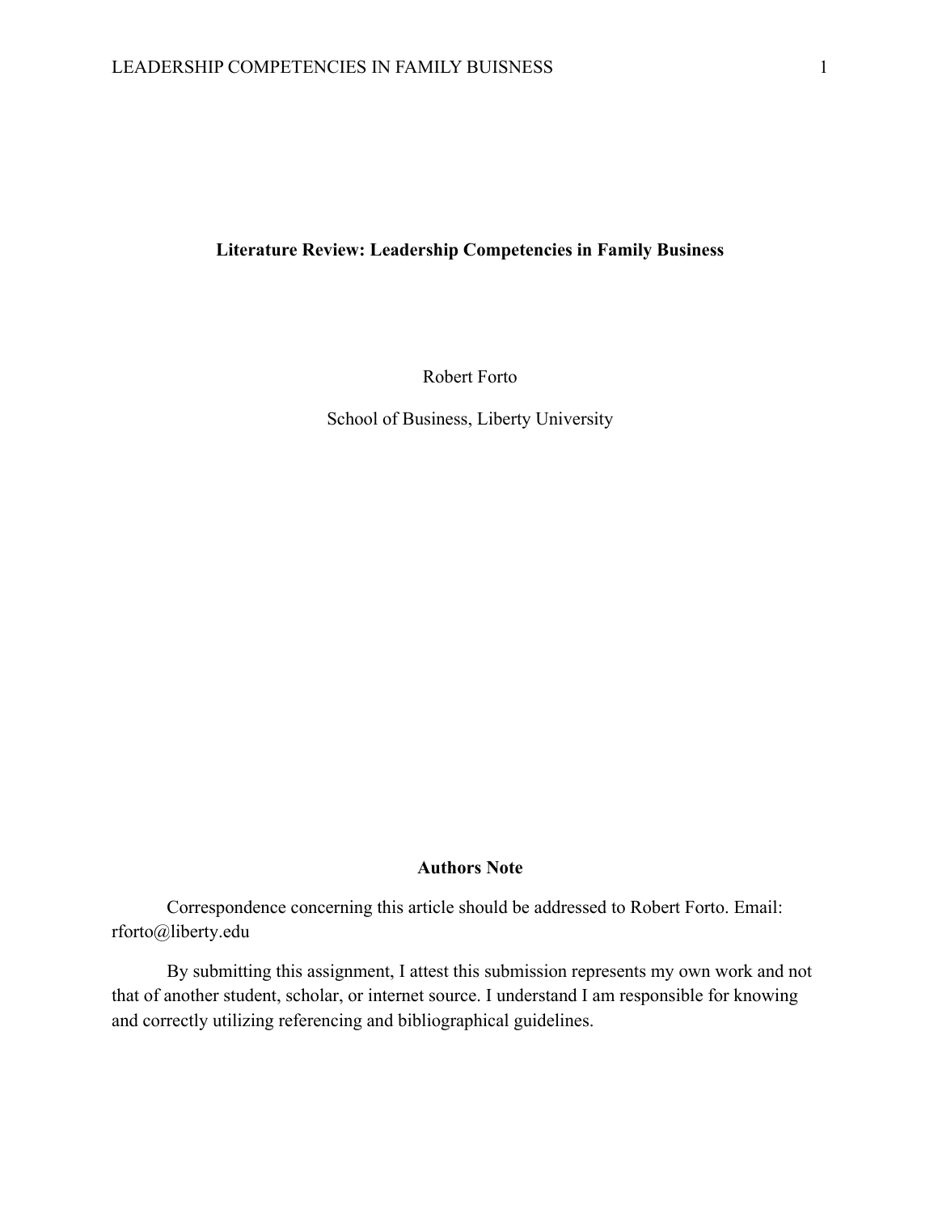**Literature Review: Leadership Competencies in Family Business**

Robert Forto

School of Business, Liberty University

**Authors Note**

Correspondence concerning this article should be addressed to Robert Forto. Email: rforto@liberty.edu

By submitting this assignment, I attest this submission represents my own work and not that of another student, scholar, or internet source. I understand I am responsible for knowing and correctly utilizing referencing and bibliographical guidelines.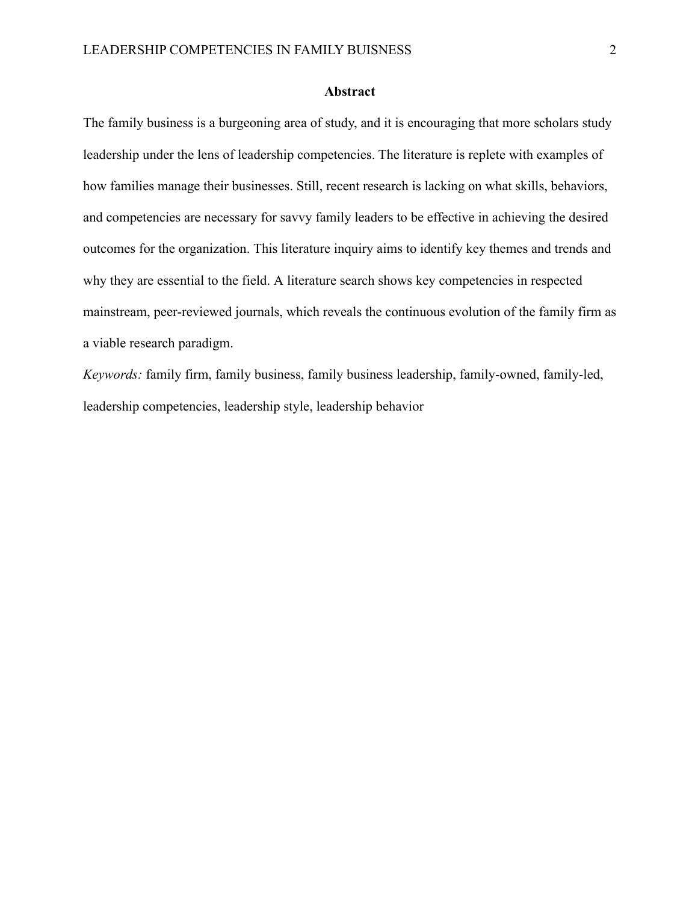## Abstract

The family business is a burgeoning area of study, and it is encouraging that more scholars study leadership under the lens of leadership competencies. The literature is replete with examples of how families manage their businesses. Still, recent research is lacking on what skills, behaviors, and competencies are necessary for savvy family leaders to be effective in achieving the desired outcomes for the organization. This literature inquiry aims to identify key themes and trends and why they are essential to the field. A literature search shows key competencies in respected mainstream, peer-reviewed journals, which reveals the continuous evolution of the family firm as a viable research paradigm.

*Keywords:* family firm, family business, family business leadership, family-owned, family-led, leadership competencies, leadership style, leadership behavior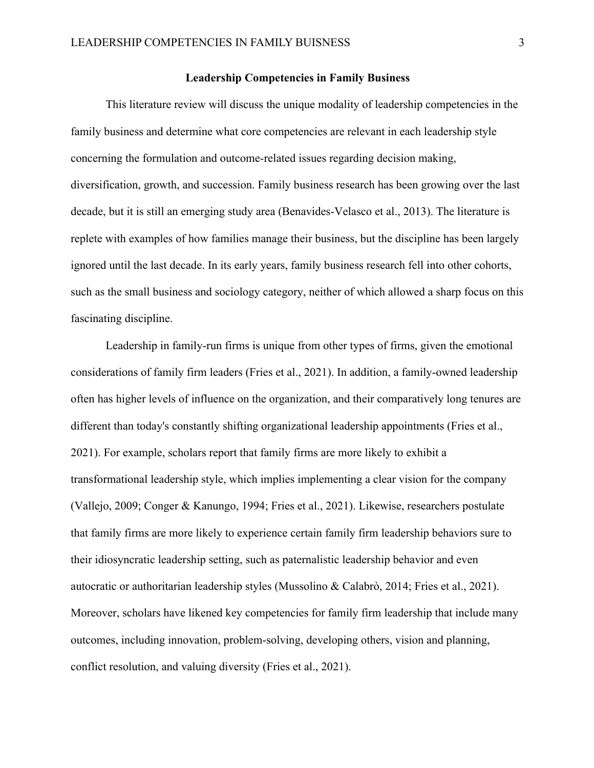# Leadership Competencies in Family Business

This literature review will discuss the unique modality of leadership competencies in the family business and determine what core competencies are relevant in each leadership style concerning the formulation and outcome-related issues regarding decision making, diversification, growth, and succession. Family business research has been growing over the last decade, but it is still an emerging study area (Benavides-Velasco et al., 2013). The literature is replete with examples of how families manage their business, but the discipline has been largely ignored until the last decade. In its early years, family business research fell into other cohorts, such as the small business and sociology category, neither of which allowed a sharp focus on this fascinating discipline.

Leadership in family-run firms is unique from other types of firms, given the emotional considerations of family firm leaders (Fries et al., 2021). In addition, a family-owned leadership often has higher levels of influence on the organization, and their comparatively long tenures are different than today's constantly shifting organizational leadership appointments (Fries et al., 2021). For example, scholars report that family firms are more likely to exhibit a transformational leadership style, which implies implementing a clear vision for the company (Vallejo, 2009; Conger & Kanungo, 1994; Fries et al., 2021). Likewise, researchers postulate that family firms are more likely to experience certain family firm leadership behaviors sure to their idiosyncratic leadership setting, such as paternalistic leadership behavior and even autocratic or authoritarian leadership styles (Mussolino & Calabrò, 2014; Fries et al., 2021). Moreover, scholars have likened key competencies for family firm leadership that include many outcomes, including innovation, problem-solving, developing others, vision and planning, conflict resolution, and valuing diversity (Fries et al., 2021).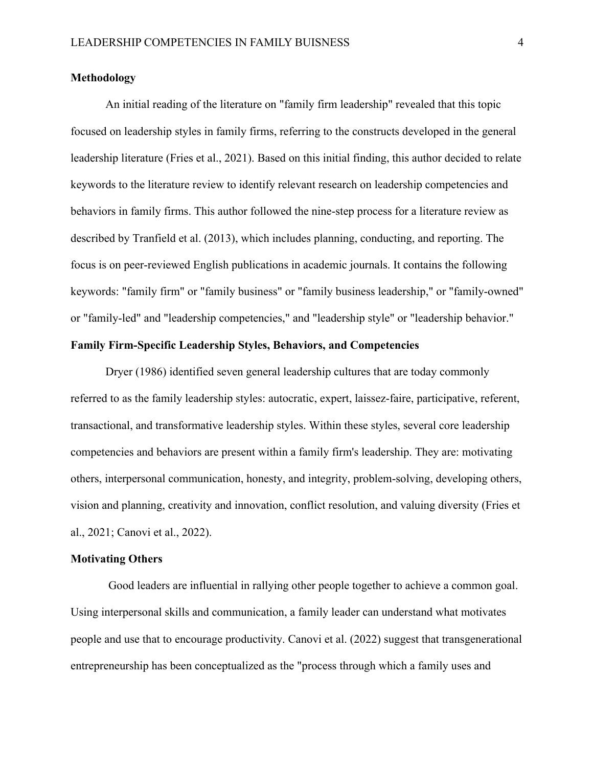**Methodology**

An initial reading of the literature on "family firm leadership" revealed that this topic focused on leadership styles in family firms, referring to the constructs developed in the general leadership literature (Fries et al., 2021). Based on this initial finding, this author decided to relate keywords to the literature review to identify relevant research on leadership competencies and behaviors in family firms. This author followed the nine-step process for a literature review as described by Tranfield et al. (2013), which includes planning, conducting, and reporting. The focus is on peer-reviewed English publications in academic journals. It contains the following keywords: "family firm" or "family business" or "family business leadership," or "family-owned" or "family-led" and "leadership competencies," and "leadership style" or "leadership behavior."

**Family Firm-Specific Leadership Styles, Behaviors, and Competencies**

Dryer (1986) identified seven general leadership cultures that are today commonly referred to as the family leadership styles: autocratic, expert, laissez-faire, participative, referent, transactional, and transformative leadership styles. Within these styles, several core leadership competencies and behaviors are present within a family firm's leadership. They are: motivating others, interpersonal communication, honesty, and integrity, problem-solving, developing others, vision and planning, creativity and innovation, conflict resolution, and valuing diversity (Fries et al., 2021; Canovi et al., 2022).

**Motivating Others**

Good leaders are influential in rallying other people together to achieve a common goal. Using interpersonal skills and communication, a family leader can understand what motivates people and use that to encourage productivity. Canovi et al. (2022) suggest that transgenerational entrepreneurship has been conceptualized as the "process through which a family uses and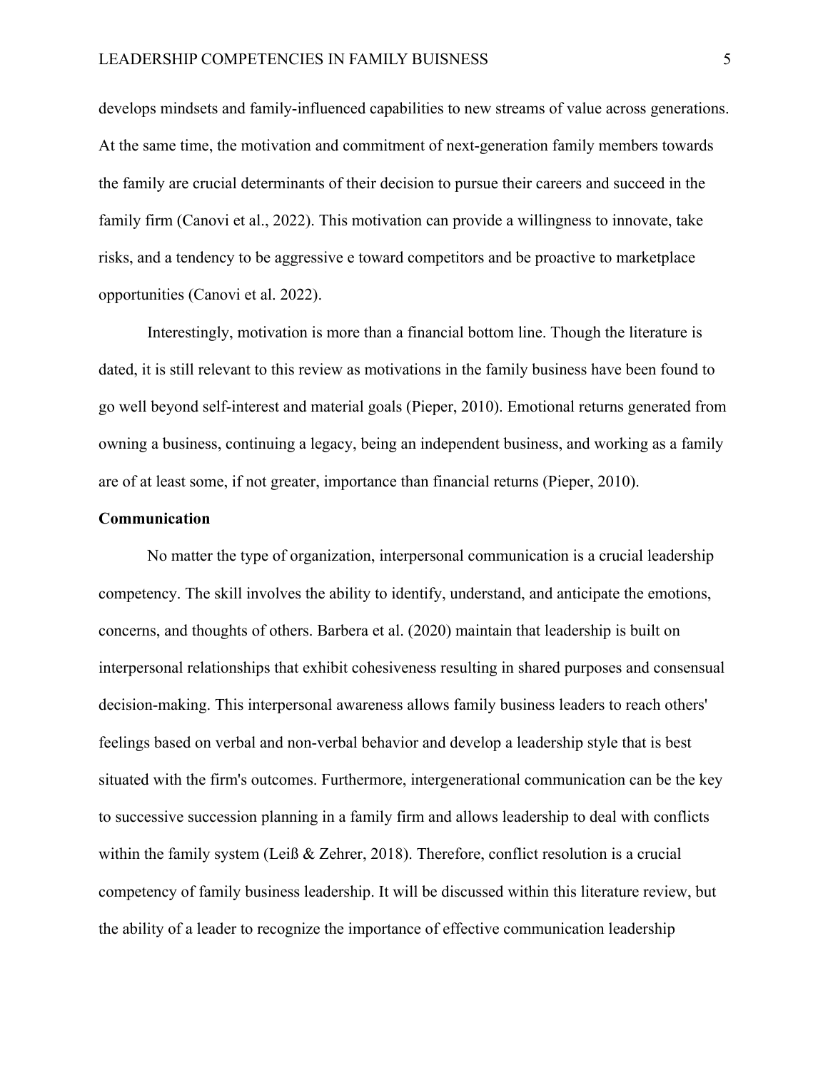develops mindsets and family-influenced capabilities to new streams of value across generations. At the same time, the motivation and commitment of next-generation family members towards the family are crucial determinants of their decision to pursue their careers and succeed in the family firm (Canovi et al., 2022). This motivation can provide a willingness to innovate, take risks, and a tendency to be aggressive e toward competitors and be proactive to marketplace opportunities (Canovi et al. 2022).

Interestingly, motivation is more than a financial bottom line. Though the literature is dated, it is still relevant to this review as motivations in the family business have been found to go well beyond self-interest and material goals (Pieper, 2010). Emotional returns generated from owning a business, continuing a legacy, being an independent business, and working as a family are of at least some, if not greater, importance than financial returns (Pieper, 2010).

**Communication**

No matter the type of organization, interpersonal communication is a crucial leadership competency. The skill involves the ability to identify, understand, and anticipate the emotions, concerns, and thoughts of others. Barbera et al. (2020) maintain that leadership is built on interpersonal relationships that exhibit cohesiveness resulting in shared purposes and consensual decision-making. This interpersonal awareness allows family business leaders to reach others' feelings based on verbal and non-verbal behavior and develop a leadership style that is best situated with the firm's outcomes. Furthermore, intergenerational communication can be the key to successive succession planning in a family firm and allows leadership to deal with conflicts within the family system (Leiß & Zehrer, 2018). Therefore, conflict resolution is a crucial competency of family business leadership. It will be discussed within this literature review, but the ability of a leader to recognize the importance of effective communication leadership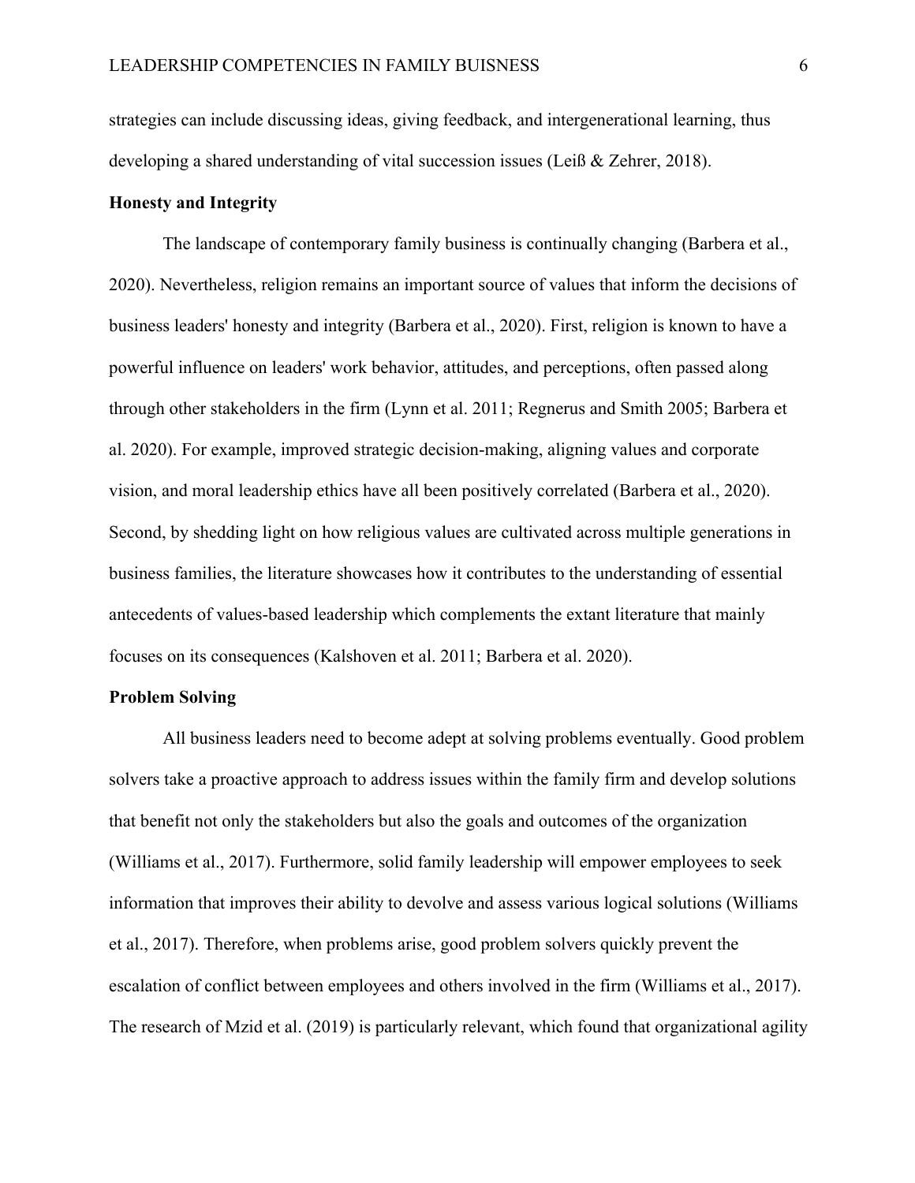strategies can include discussing ideas, giving feedback, and intergenerational learning, thus developing a shared understanding of vital succession issues (Leiß & Zehrer, 2018).

**Honesty and Integrity**

The landscape of contemporary family business is continually changing (Barbera et al., 2020). Nevertheless, religion remains an important source of values that inform the decisions of business leaders' honesty and integrity (Barbera et al., 2020). First, religion is known to have a powerful influence on leaders' work behavior, attitudes, and perceptions, often passed along through other stakeholders in the firm (Lynn et al. 2011; Regnerus and Smith 2005; Barbera et al. 2020). For example, improved strategic decision-making, aligning values and corporate vision, and moral leadership ethics have all been positively correlated (Barbera et al., 2020). Second, by shedding light on how religious values are cultivated across multiple generations in business families, the literature showcases how it contributes to the understanding of essential antecedents of values-based leadership which complements the extant literature that mainly focuses on its consequences (Kalshoven et al. 2011; Barbera et al. 2020).

**Problem Solving**

All business leaders need to become adept at solving problems eventually. Good problem solvers take a proactive approach to address issues within the family firm and develop solutions that benefit not only the stakeholders but also the goals and outcomes of the organization (Williams et al., 2017). Furthermore, solid family leadership will empower employees to seek information that improves their ability to devolve and assess various logical solutions (Williams et al., 2017). Therefore, when problems arise, good problem solvers quickly prevent the escalation of conflict between employees and others involved in the firm (Williams et al., 2017). The research of Mzid et al. (2019) is particularly relevant, which found that organizational agility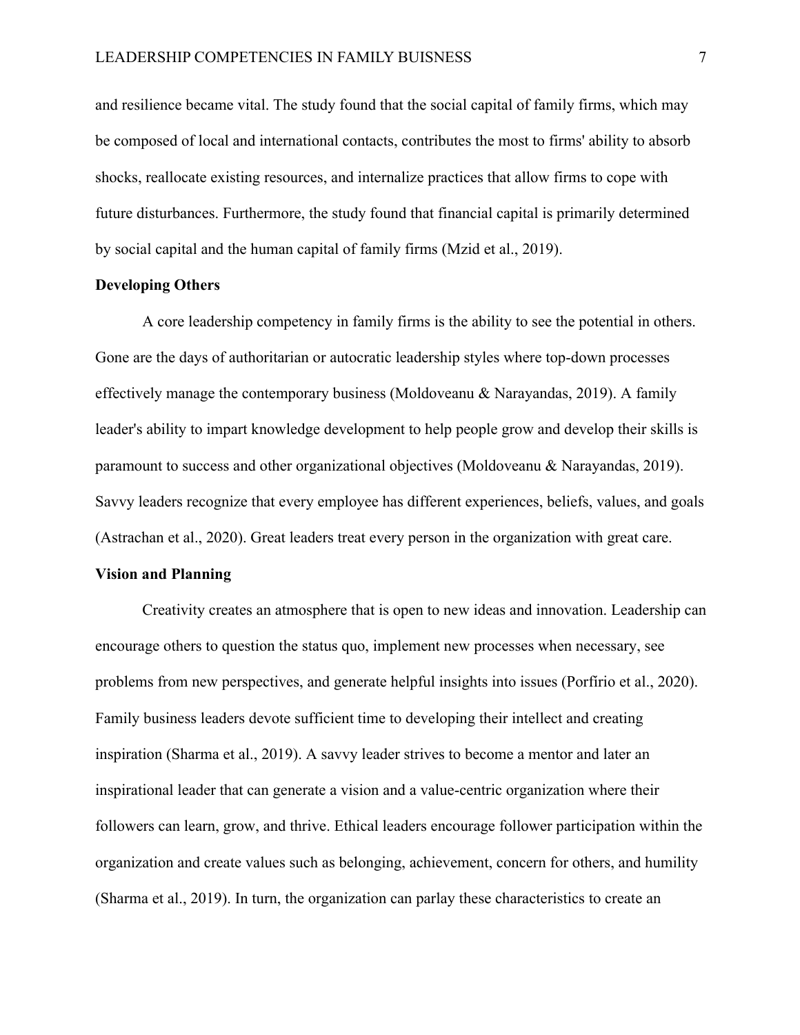and resilience became vital. The study found that the social capital of family firms, which may be composed of local and international contacts, contributes the most to firms' ability to absorb shocks, reallocate existing resources, and internalize practices that allow firms to cope with future disturbances. Furthermore, the study found that financial capital is primarily determined by social capital and the human capital of family firms (Mzid et al., 2019).

**Developing Others**

A core leadership competency in family firms is the ability to see the potential in others. Gone are the days of authoritarian or autocratic leadership styles where top-down processes effectively manage the contemporary business (Moldoveanu & Narayandas, 2019). A family leader's ability to impart knowledge development to help people grow and develop their skills is paramount to success and other organizational objectives (Moldoveanu & Narayandas, 2019). Savvy leaders recognize that every employee has different experiences, beliefs, values, and goals (Astrachan et al., 2020). Great leaders treat every person in the organization with great care.

**Vision and Planning**

Creativity creates an atmosphere that is open to new ideas and innovation. Leadership can encourage others to question the status quo, implement new processes when necessary, see problems from new perspectives, and generate helpful insights into issues (Porfírio et al., 2020). Family business leaders devote sufficient time to developing their intellect and creating inspiration (Sharma et al., 2019). A savvy leader strives to become a mentor and later an inspirational leader that can generate a vision and a value-centric organization where their followers can learn, grow, and thrive. Ethical leaders encourage follower participation within the organization and create values such as belonging, achievement, concern for others, and humility (Sharma et al., 2019). In turn, the organization can parlay these characteristics to create an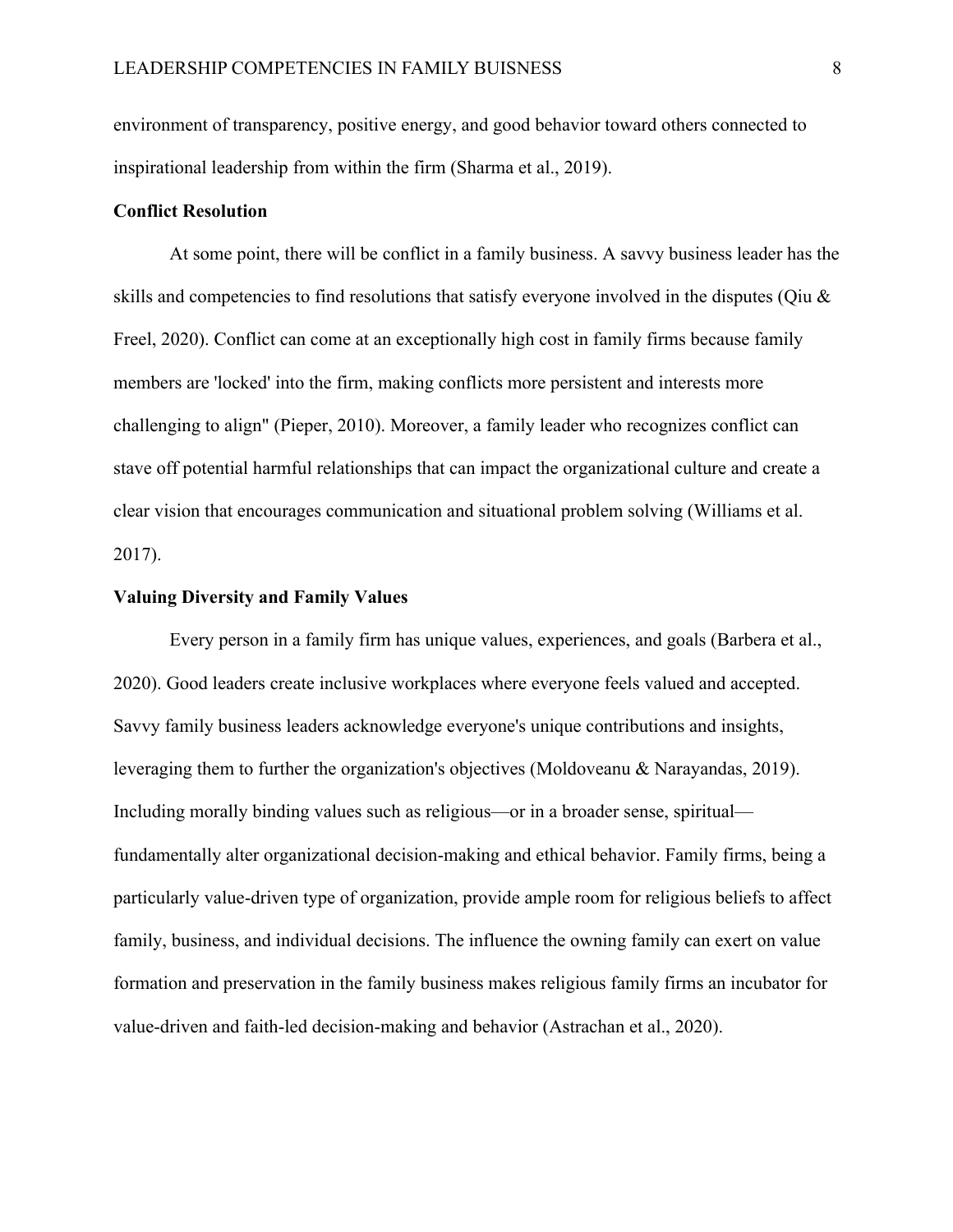environment of transparency, positive energy, and good behavior toward others connected to inspirational leadership from within the firm (Sharma et al., 2019).

**Conflict Resolution**

At some point, there will be conflict in a family business. A savvy business leader has the skills and competencies to find resolutions that satisfy everyone involved in the disputes (Qiu & Freel, 2020). Conflict can come at an exceptionally high cost in family firms because family members are 'locked' into the firm, making conflicts more persistent and interests more challenging to align" (Pieper, 2010). Moreover, a family leader who recognizes conflict can stave off potential harmful relationships that can impact the organizational culture and create a clear vision that encourages communication and situational problem solving (Williams et al. 2017).

**Valuing Diversity and Family Values**

Every person in a family firm has unique values, experiences, and goals (Barbera et al., 2020). Good leaders create inclusive workplaces where everyone feels valued and accepted. Savvy family business leaders acknowledge everyone's unique contributions and insights, leveraging them to further the organization's objectives (Moldoveanu & Narayandas, 2019). Including morally binding values such as religious—or in a broader sense, spiritual—fundamentally alter organizational decision-making and ethical behavior. Family firms, being a particularly value-driven type of organization, provide ample room for religious beliefs to affect family, business, and individual decisions. The influence the owning family can exert on value formation and preservation in the family business makes religious family firms an incubator for value-driven and faith-led decision-making and behavior (Astrachan et al., 2020).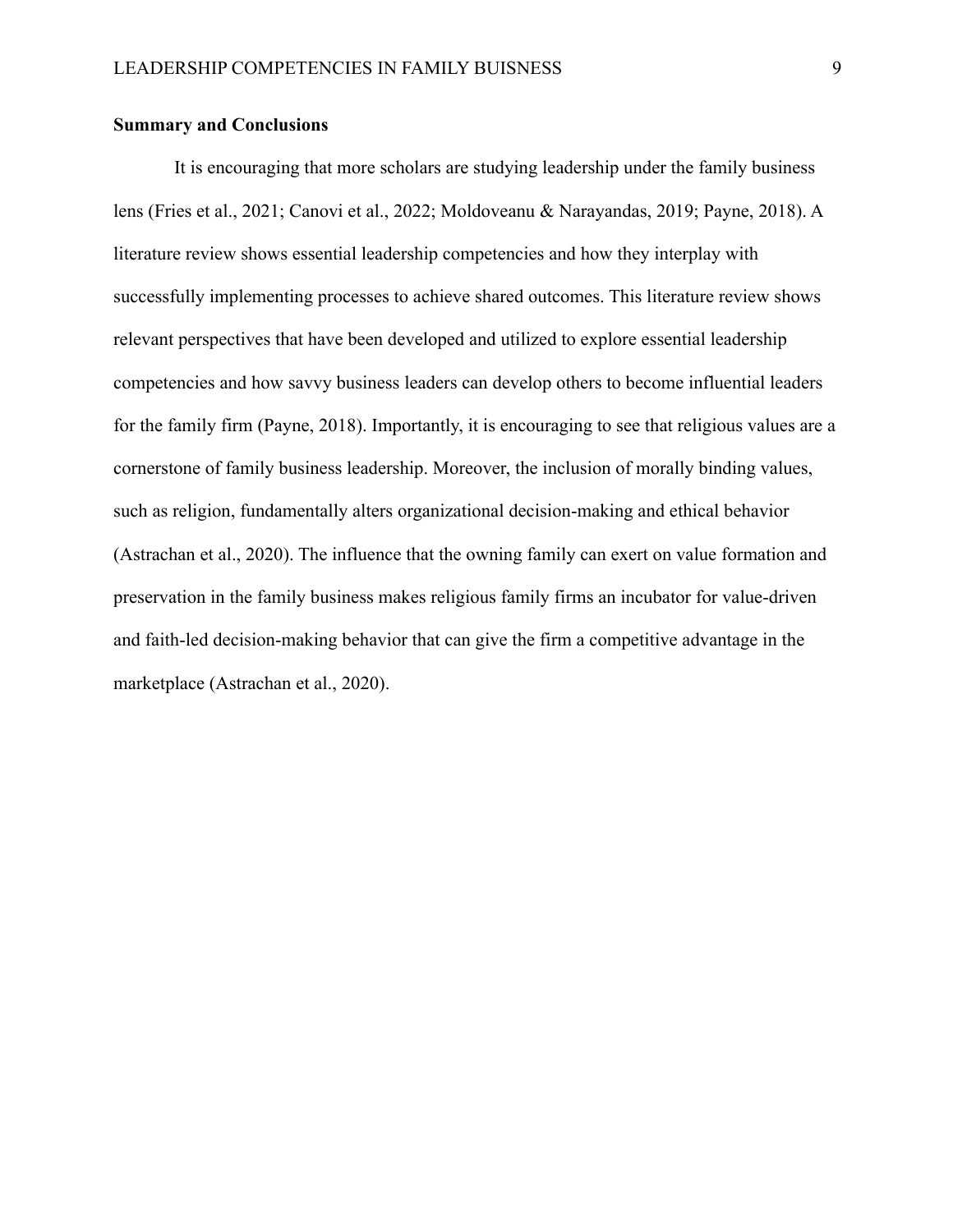## Summary and Conclusions

It is encouraging that more scholars are studying leadership under the family business lens (Fries et al., 2021; Canovi et al., 2022; Moldoveanu & Narayandas, 2019; Payne, 2018). A literature review shows essential leadership competencies and how they interplay with successfully implementing processes to achieve shared outcomes. This literature review shows relevant perspectives that have been developed and utilized to explore essential leadership competencies and how savvy business leaders can develop others to become influential leaders for the family firm (Payne, 2018). Importantly, it is encouraging to see that religious values are a cornerstone of family business leadership. Moreover, the inclusion of morally binding values, such as religion, fundamentally alters organizational decision-making and ethical behavior (Astrachan et al., 2020). The influence that the owning family can exert on value formation and preservation in the family business makes religious family firms an incubator for value-driven and faith-led decision-making behavior that can give the firm a competitive advantage in the marketplace (Astrachan et al., 2020).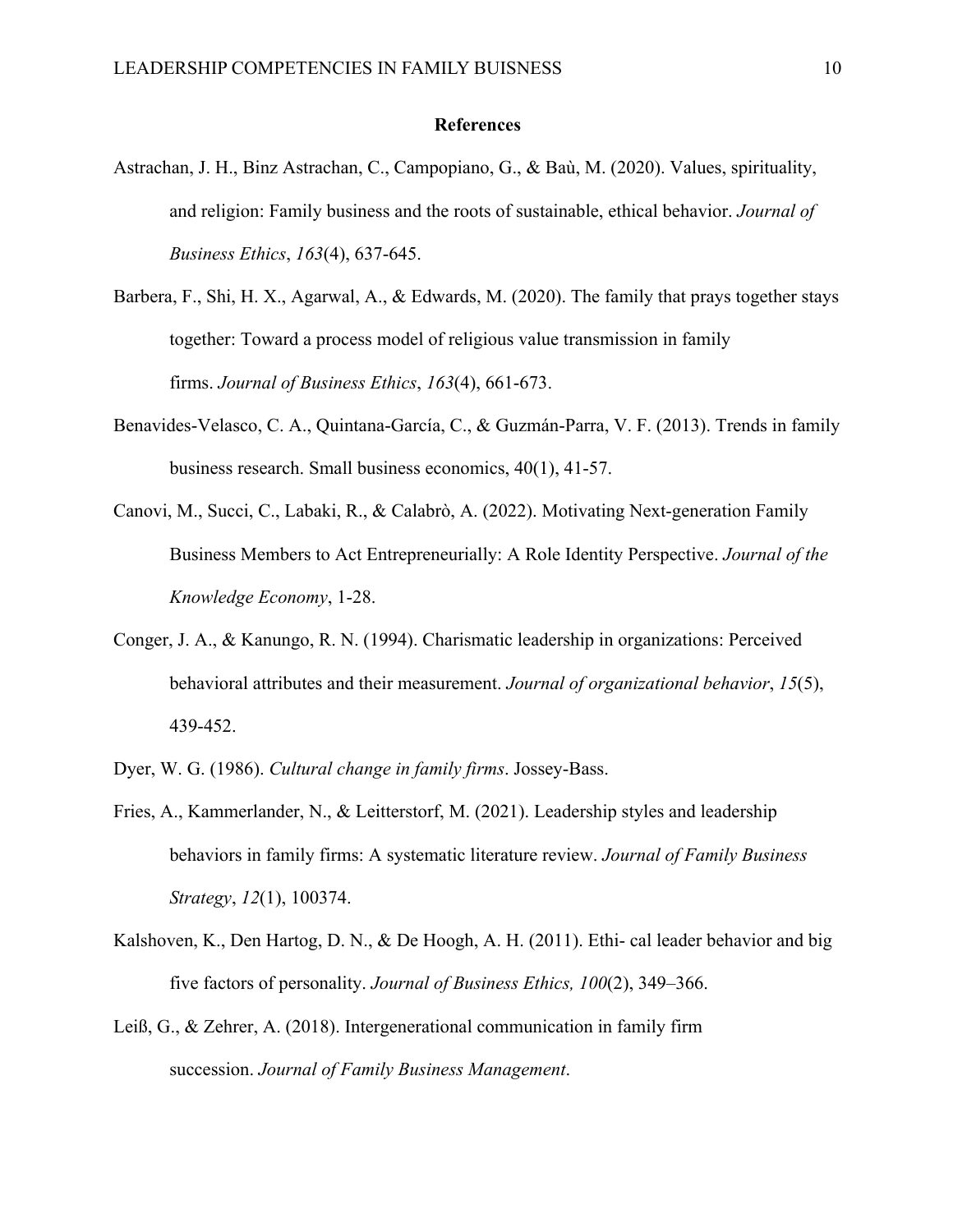## References

Astrachan, J. H., Binz Astrachan, C., Campopiano, G., & Baù, M. (2020). Values, spirituality, and religion: Family business and the roots of sustainable, ethical behavior. *Journal of Business Ethics*, *163*(4), 637-645.

Barbera, F., Shi, H. X., Agarwal, A., & Edwards, M. (2020). The family that prays together stays together: Toward a process model of religious value transmission in family firms. *Journal of Business Ethics*, *163*(4), 661-673.

Benavides-Velasco, C. A., Quintana-García, C., & Guzmán-Parra, V. F. (2013). Trends in family business research. Small business economics, 40(1), 41-57.

Canovi, M., Succi, C., Labaki, R., & Calabrò, A. (2022). Motivating Next-generation Family Business Members to Act Entrepreneurially: A Role Identity Perspective. *Journal of the Knowledge Economy*, 1-28.

Conger, J. A., & Kanungo, R. N. (1994). Charismatic leadership in organizations: Perceived behavioral attributes and their measurement. *Journal of organizational behavior*, *15*(5), 439-452.

Dyer, W. G. (1986). *Cultural change in family firms*. Jossey-Bass.

Fries, A., Kammerlander, N., & Leitterstorf, M. (2021). Leadership styles and leadership behaviors in family firms: A systematic literature review. *Journal of Family Business Strategy*, *12*(1), 100374.

Kalshoven, K., Den Hartog, D. N., & De Hoogh, A. H. (2011). Ethi- cal leader behavior and big five factors of personality. *Journal of Business Ethics, 100*(2), 349–366.

Leiß, G., & Zehrer, A. (2018). Intergenerational communication in family firm succession. *Journal of Family Business Management*.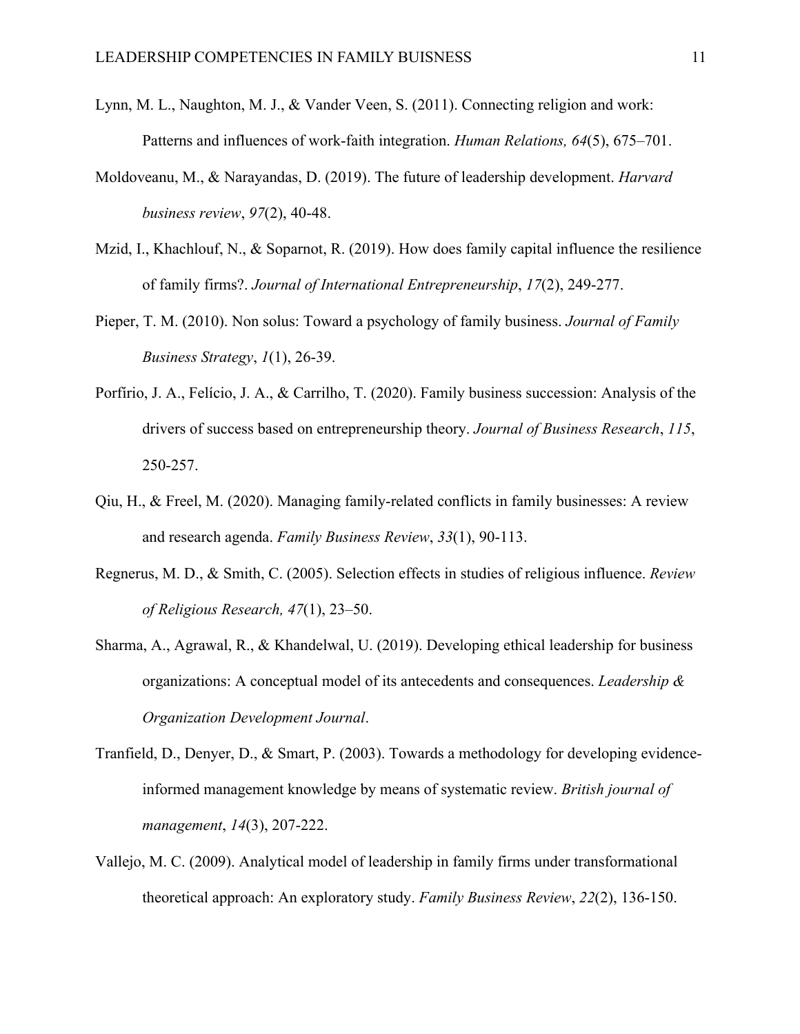Lynn, M. L., Naughton, M. J., & Vander Veen, S. (2011). Connecting religion and work: Patterns and influences of work-faith integration. *Human Relations, 64*(5), 675–701.

Moldoveanu, M., & Narayandas, D. (2019). The future of leadership development. *Harvard business review*, *97*(2), 40-48.

Mzid, I., Khachlouf, N., & Soparnot, R. (2019). How does family capital influence the resilience of family firms?. *Journal of International Entrepreneurship*, *17*(2), 249-277.

Pieper, T. M. (2010). Non solus: Toward a psychology of family business. *Journal of Family Business Strategy*, *1*(1), 26-39.

Porfírio, J. A., Felício, J. A., & Carrilho, T. (2020). Family business succession: Analysis of the drivers of success based on entrepreneurship theory. *Journal of Business Research*, *115*, 250-257.

Qiu, H., & Freel, M. (2020). Managing family-related conflicts in family businesses: A review and research agenda. *Family Business Review*, *33*(1), 90-113.

Regnerus, M. D., & Smith, C. (2005). Selection effects in studies of religious influence. *Review of Religious Research, 47*(1), 23–50.

Sharma, A., Agrawal, R., & Khandelwal, U. (2019). Developing ethical leadership for business organizations: A conceptual model of its antecedents and consequences. *Leadership & Organization Development Journal*.

Tranfield, D., Denyer, D., & Smart, P. (2003). Towards a methodology for developing evidence-informed management knowledge by means of systematic review. *British journal of management*, *14*(3), 207-222.

Vallejo, M. C. (2009). Analytical model of leadership in family firms under transformational theoretical approach: An exploratory study. *Family Business Review*, *22*(2), 136-150.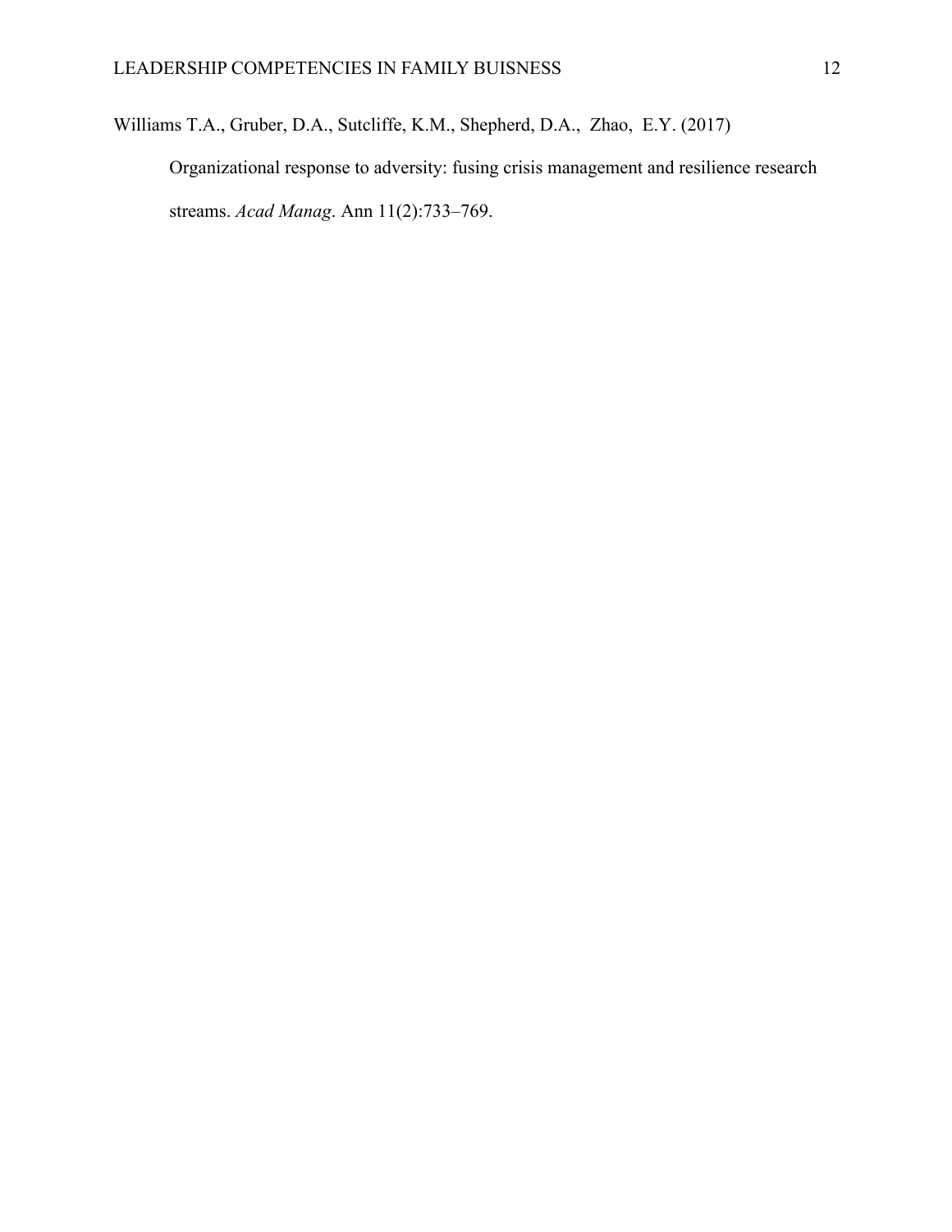Williams T.A., Gruber, D.A., Sutcliffe, K.M., Shepherd, D.A., Zhao, E.Y. (2017) Organizational response to adversity: fusing crisis management and resilience research streams. *Acad Manag*. Ann 11(2):733–769.